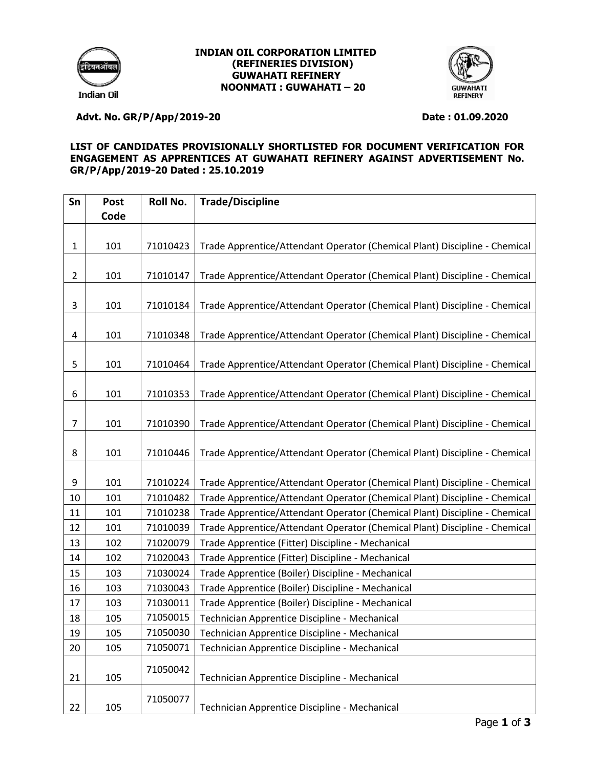**INDIAN OIL CORPORATION LIMITED**
**(REFINERIES DIVISION)**
**GUWAHATI REFINERY**
**NOONMATI : GUWAHATI – 20**

Indian Oil

GUWAHATI REFINERY

**Advt. No. GR/P/App/2019-20** **Date : 01.09.2020**

**LIST OF CANDIDATES PROVISIONALLY SHORTLISTED FOR DOCUMENT VERIFICATION FOR ENGAGEMENT AS APPRENTICES AT GUWAHATI REFINERY AGAINST ADVERTISEMENT No. GR/P/App/2019-20 Dated : 25.10.2019**

| Sn | Post Code | Roll No. | Trade/Discipline |
|---|---|---|---|
| 1 | 101 | 71010423 | Trade Apprentice/Attendant Operator (Chemical Plant) Discipline - Chemical |
| 2 | 101 | 71010147 | Trade Apprentice/Attendant Operator (Chemical Plant) Discipline - Chemical |
| 3 | 101 | 71010184 | Trade Apprentice/Attendant Operator (Chemical Plant) Discipline - Chemical |
| 4 | 101 | 71010348 | Trade Apprentice/Attendant Operator (Chemical Plant) Discipline - Chemical |
| 5 | 101 | 71010464 | Trade Apprentice/Attendant Operator (Chemical Plant) Discipline - Chemical |
| 6 | 101 | 71010353 | Trade Apprentice/Attendant Operator (Chemical Plant) Discipline - Chemical |
| 7 | 101 | 71010390 | Trade Apprentice/Attendant Operator (Chemical Plant) Discipline - Chemical |
| 8 | 101 | 71010446 | Trade Apprentice/Attendant Operator (Chemical Plant) Discipline - Chemical |
| 9 | 101 | 71010224 | Trade Apprentice/Attendant Operator (Chemical Plant) Discipline - Chemical |
| 10 | 101 | 71010482 | Trade Apprentice/Attendant Operator (Chemical Plant) Discipline - Chemical |
| 11 | 101 | 71010238 | Trade Apprentice/Attendant Operator (Chemical Plant) Discipline - Chemical |
| 12 | 101 | 71010039 | Trade Apprentice/Attendant Operator (Chemical Plant) Discipline - Chemical |
| 13 | 102 | 71020079 | Trade Apprentice (Fitter) Discipline - Mechanical |
| 14 | 102 | 71020043 | Trade Apprentice (Fitter) Discipline - Mechanical |
| 15 | 103 | 71030024 | Trade Apprentice (Boiler) Discipline - Mechanical |
| 16 | 103 | 71030043 | Trade Apprentice (Boiler) Discipline - Mechanical |
| 17 | 103 | 71030011 | Trade Apprentice (Boiler) Discipline - Mechanical |
| 18 | 105 | 71050015 | Technician Apprentice Discipline - Mechanical |
| 19 | 105 | 71050030 | Technician Apprentice Discipline - Mechanical |
| 20 | 105 | 71050071 | Technician Apprentice Discipline - Mechanical |
| 21 | 105 | 71050042 | Technician Apprentice Discipline - Mechanical |
| 22 | 105 | 71050077 | Technician Apprentice Discipline - Mechanical |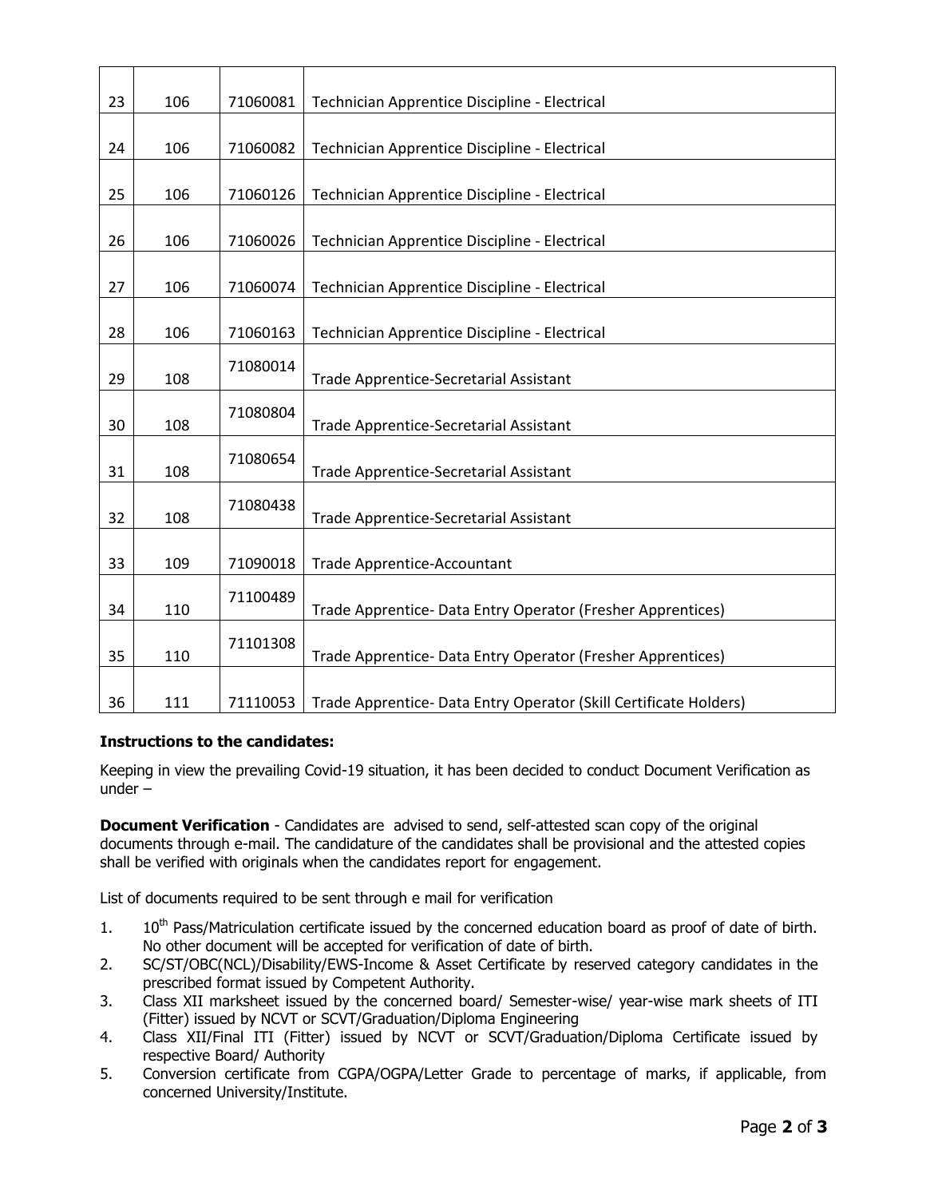| | | | |
|---|---|---|---|
| 23 | 106 | 71060081 | Technician Apprentice Discipline - Electrical |
| 24 | 106 | 71060082 | Technician Apprentice Discipline - Electrical |
| 25 | 106 | 71060126 | Technician Apprentice Discipline - Electrical |
| 26 | 106 | 71060026 | Technician Apprentice Discipline - Electrical |
| 27 | 106 | 71060074 | Technician Apprentice Discipline - Electrical |
| 28 | 106 | 71060163 | Technician Apprentice Discipline - Electrical |
| 29 | 108 | 71080014 | Trade Apprentice-Secretarial Assistant |
| 30 | 108 | 71080804 | Trade Apprentice-Secretarial Assistant |
| 31 | 108 | 71080654 | Trade Apprentice-Secretarial Assistant |
| 32 | 108 | 71080438 | Trade Apprentice-Secretarial Assistant |
| 33 | 109 | 71090018 | Trade Apprentice-Accountant |
| 34 | 110 | 71100489 | Trade Apprentice- Data Entry Operator (Fresher Apprentices) |
| 35 | 110 | 71101308 | Trade Apprentice- Data Entry Operator (Fresher Apprentices) |
| 36 | 111 | 71110053 | Trade Apprentice- Data Entry Operator (Skill Certificate Holders) |

**Instructions to the candidates:**

Keeping in view the prevailing Covid-19 situation, it has been decided to conduct Document Verification as under –

**Document Verification** - Candidates are advised to send, self-attested scan copy of the original documents through e-mail. The candidature of the candidates shall be provisional and the attested copies shall be verified with originals when the candidates report for engagement.

List of documents required to be sent through e mail for verification

1. 10th Pass/Matriculation certificate issued by the concerned education board as proof of date of birth. No other document will be accepted for verification of date of birth.
2. SC/ST/OBC(NCL)/Disability/EWS-Income & Asset Certificate by reserved category candidates in the prescribed format issued by Competent Authority.
3. Class XII marksheet issued by the concerned board/ Semester-wise/ year-wise mark sheets of ITI (Fitter) issued by NCVT or SCVT/Graduation/Diploma Engineering
4. Class XII/Final ITI (Fitter) issued by NCVT or SCVT/Graduation/Diploma Certificate issued by respective Board/ Authority
5. Conversion certificate from CGPA/OGPA/Letter Grade to percentage of marks, if applicable, from concerned University/Institute.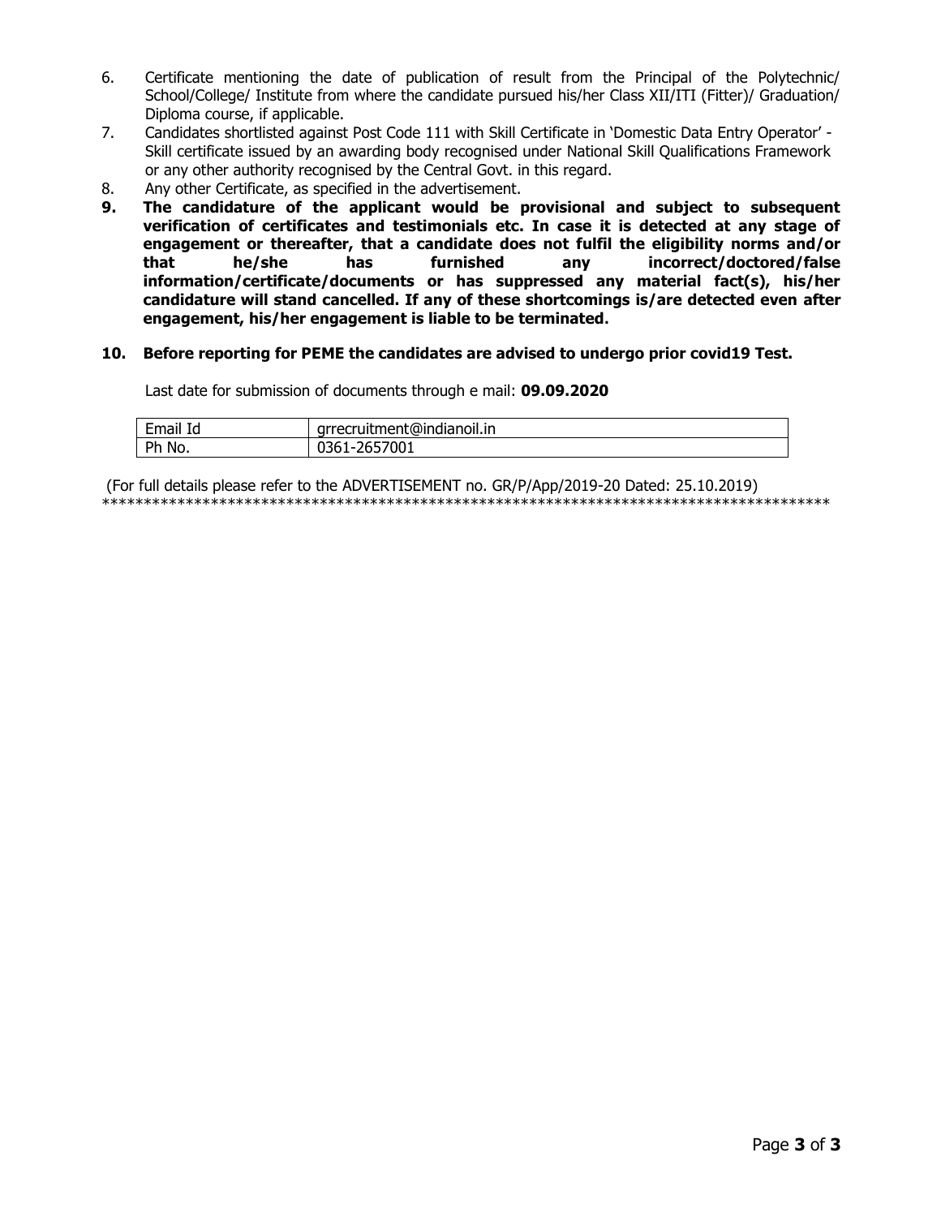6. Certificate mentioning the date of publication of result from the Principal of the Polytechnic/ School/College/ Institute from where the candidate pursued his/her Class XII/ITI (Fitter)/ Graduation/ Diploma course, if applicable.
7. Candidates shortlisted against Post Code 111 with Skill Certificate in 'Domestic Data Entry Operator' - Skill certificate issued by an awarding body recognised under National Skill Qualifications Framework or any other authority recognised by the Central Govt. in this regard.
8. Any other Certificate, as specified in the advertisement.
9. **The candidature of the applicant would be provisional and subject to subsequent verification of certificates and testimonials etc. In case it is detected at any stage of engagement or thereafter, that a candidate does not fulfil the eligibility norms and/or that he/she has furnished any incorrect/doctored/false information/certificate/documents or has suppressed any material fact(s), his/her candidature will stand cancelled. If any of these shortcomings is/are detected even after engagement, his/her engagement is liable to be terminated.**
10. **Before reporting for PEME the candidates are advised to undergo prior covid19 Test.**

Last date for submission of documents through e mail: **09.09.2020**

| | |
|---|---|
| Email Id | grrecruitment@indianoil.in |
| Ph No. | 0361-2657001 |

(For full details please refer to the ADVERTISEMENT no. GR/P/App/2019-20 Dated: 25.10.2019)

*******************************************************************************************